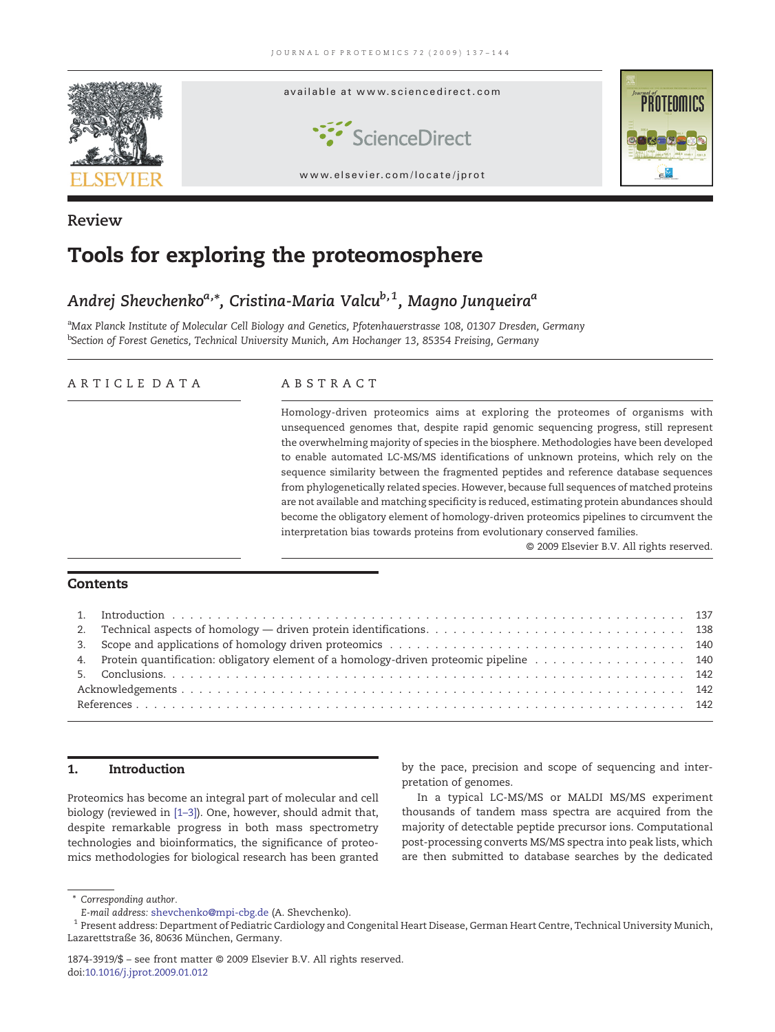Review

# Tools for exploring the proteomosphere

*Andrej Shevchenko*[a,*], *Cristina-Maria Valcu*[b,1], *Magno Junqueira*[a]

[a]*Max Planck Institute of Molecular Cell Biology and Genetics, Pfotenhauerstrasse 108, 01307 Dresden, Germany*
[b]*Section of Forest Genetics, Technical University Munich, Am Hochanger 13, 85354 Freising, Germany*

## ARTICLE DATA

## ABSTRACT

Homology-driven proteomics aims at exploring the proteomes of organisms with unsequenced genomes that, despite rapid genomic sequencing progress, still represent the overwhelming majority of species in the biosphere. Methodologies have been developed to enable automated LC-MS/MS identifications of unknown proteins, which rely on the sequence similarity between the fragmented peptides and reference database sequences from phylogenetically related species. However, because full sequences of matched proteins are not available and matching specificity is reduced, estimating protein abundances should become the obligatory element of homology-driven proteomics pipelines to circumvent the interpretation bias towards proteins from evolutionary conserved families.

© 2009 Elsevier B.V. All rights reserved.

## Contents

1. Introduction . . . 137
2. Technical aspects of homology — driven protein identifications. . . . 138
3. Scope and applications of homology driven proteomics . . . 140
4. Protein quantification: obligatory element of a homology-driven proteomic pipeline . . . 140
5. Conclusions. . . . 142

Acknowledgements . . . 142
References . . . 142

## 1. Introduction

Proteomics has become an integral part of molecular and cell biology (reviewed in [1–3]). One, however, should admit that, despite remarkable progress in both mass spectrometry technologies and bioinformatics, the significance of proteomics methodologies for biological research has been granted by the pace, precision and scope of sequencing and interpretation of genomes.

In a typical LC-MS/MS or MALDI MS/MS experiment thousands of tandem mass spectra are acquired from the majority of detectable peptide precursor ions. Computational post-processing converts MS/MS spectra into peak lists, which are then submitted to database searches by the dedicated

\* Corresponding author.
E-mail address: shevchenko@mpi-cbg.de (A. Shevchenko).
[1] Present address: Department of Pediatric Cardiology and Congenital Heart Disease, German Heart Centre, Technical University Munich, Lazarettstraße 36, 80636 München, Germany.

1874-3919/$ – see front matter © 2009 Elsevier B.V. All rights reserved.
doi:10.1016/j.jprot.2009.01.012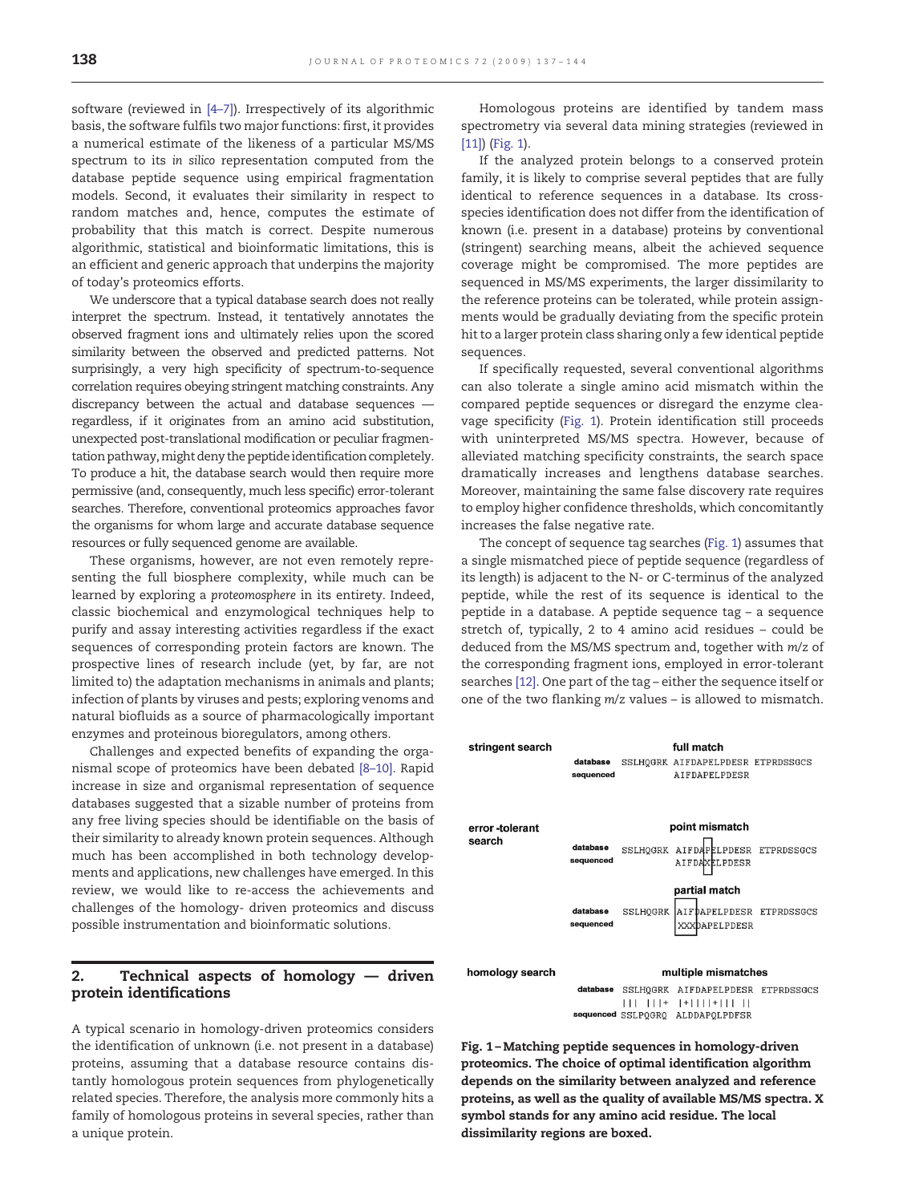software (reviewed in [4–7]). Irrespectively of its algorithmic basis, the software fulfils two major functions: first, it provides a numerical estimate of the likeness of a particular MS/MS spectrum to its *in silico* representation computed from the database peptide sequence using empirical fragmentation models. Second, it evaluates their similarity in respect to random matches and, hence, computes the estimate of probability that this match is correct. Despite numerous algorithmic, statistical and bioinformatic limitations, this is an efficient and generic approach that underpins the majority of today's proteomics efforts.

We underscore that a typical database search does not really interpret the spectrum. Instead, it tentatively annotates the observed fragment ions and ultimately relies upon the scored similarity between the observed and predicted patterns. Not surprisingly, a very high specificity of spectrum-to-sequence correlation requires obeying stringent matching constraints. Any discrepancy between the actual and database sequences — regardless, if it originates from an amino acid substitution, unexpected post-translational modification or peculiar fragmentation pathway, might deny the peptide identification completely. To produce a hit, the database search would then require more permissive (and, consequently, much less specific) error-tolerant searches. Therefore, conventional proteomics approaches favor the organisms for whom large and accurate database sequence resources or fully sequenced genome are available.

These organisms, however, are not even remotely representing the full biosphere complexity, while much can be learned by exploring a *proteomosphere* in its entirety. Indeed, classic biochemical and enzymological techniques help to purify and assay interesting activities regardless if the exact sequences of corresponding protein factors are known. The prospective lines of research include (yet, by far, are not limited to) the adaptation mechanisms in animals and plants; infection of plants by viruses and pests; exploring venoms and natural biofluids as a source of pharmacologically important enzymes and proteinous bioregulators, among others.

Challenges and expected benefits of expanding the organismal scope of proteomics have been debated [8–10]. Rapid increase in size and organismal representation of sequence databases suggested that a sizable number of proteins from any free living species should be identifiable on the basis of their similarity to already known protein sequences. Although much has been accomplished in both technology developments and applications, new challenges have emerged. In this review, we would like to re-access the achievements and challenges of the homology- driven proteomics and discuss possible instrumentation and bioinformatic solutions.

## 2. Technical aspects of homology — driven protein identifications

A typical scenario in homology-driven proteomics considers the identification of unknown (i.e. not present in a database) proteins, assuming that a database resource contains distantly homologous protein sequences from phylogenetically related species. Therefore, the analysis more commonly hits a family of homologous proteins in several species, rather than a unique protein.

Homologous proteins are identified by tandem mass spectrometry via several data mining strategies (reviewed in [11]) (Fig. 1).

If the analyzed protein belongs to a conserved protein family, it is likely to comprise several peptides that are fully identical to reference sequences in a database. Its cross-species identification does not differ from the identification of known (i.e. present in a database) proteins by conventional (stringent) searching means, albeit the achieved sequence coverage might be compromised. The more peptides are sequenced in MS/MS experiments, the larger dissimilarity to the reference proteins can be tolerated, while protein assignments would be gradually deviating from the specific protein hit to a larger protein class sharing only a few identical peptide sequences.

If specifically requested, several conventional algorithms can also tolerate a single amino acid mismatch within the compared peptide sequences or disregard the enzyme cleavage specificity (Fig. 1). Protein identification still proceeds with uninterpreted MS/MS spectra. However, because of alleviated matching specificity constraints, the search space dramatically increases and lengthens database searches. Moreover, maintaining the same false discovery rate requires to employ higher confidence thresholds, which concomitantly increases the false negative rate.

The concept of sequence tag searches (Fig. 1) assumes that a single mismatched piece of peptide sequence (regardless of its length) is adjacent to the N- or C-terminus of the analyzed peptide, while the rest of its sequence is identical to the peptide in a database. A peptide sequence tag – a sequence stretch of, typically, 2 to 4 amino acid residues – could be deduced from the MS/MS spectrum and, together with $m/z$ of the corresponding fragment ions, employed in error-tolerant searches [12]. One part of the tag – either the sequence itself or one of the two flanking $m/z$ values – is allowed to mismatch.

stringent search

full match

database SSLHQGRK AIFDAPELPDESR ETPRDSSGCS
sequenced AIFDAPELPDESR

error-tolerant search

point mismatch

database SSLHQGRK AIFDAPELPDESR ETPRDSSGCS
sequenced AIFDAXELPDESR

partial match

database SSLHQGRK AIFDAPELPDESR ETPRDSSGCS
sequenced XXXDAPELPDESR

homology search

multiple mismatches

database SSLHQGRK AIFDAPELPDESR ETPRDSSGCS
||| |||+ |+||||+||| ||
sequenced SSLPQGRQ ALDDAPQLPDFSR

**Fig. 1 – Matching peptide sequences in homology-driven proteomics. The choice of optimal identification algorithm depends on the similarity between analyzed and reference proteins, as well as the quality of available MS/MS spectra. X symbol stands for any amino acid residue. The local dissimilarity regions are boxed.**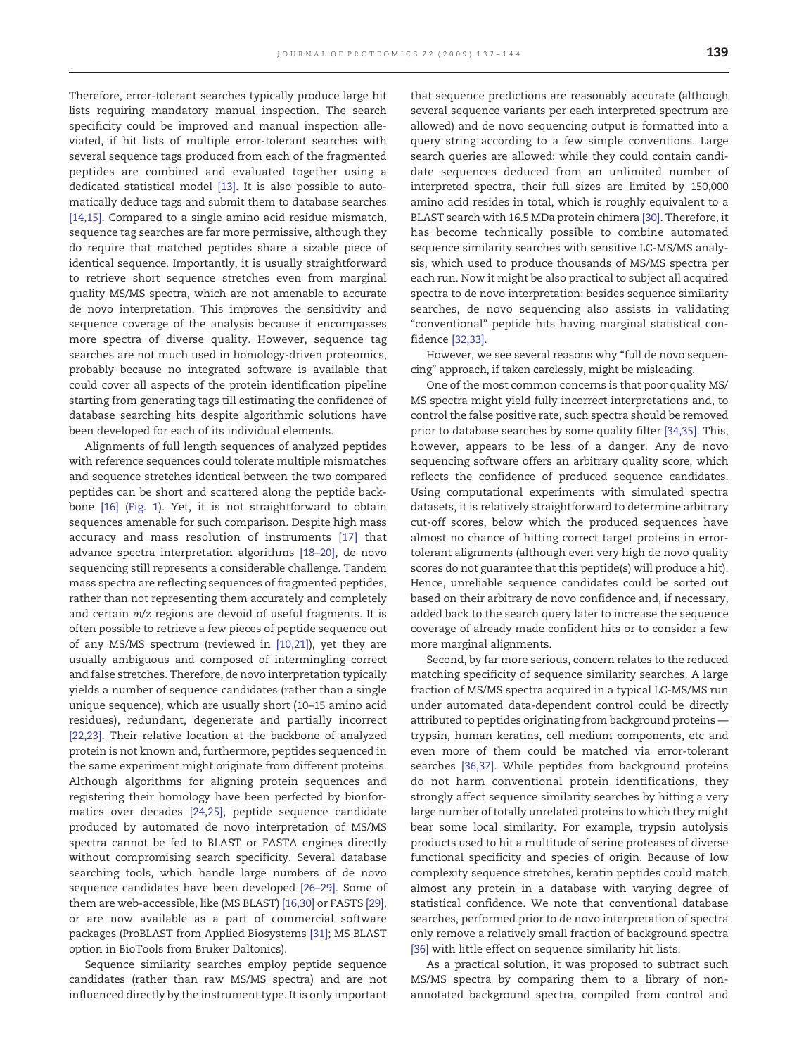Therefore, error-tolerant searches typically produce large hit lists requiring mandatory manual inspection. The search specificity could be improved and manual inspection alleviated, if hit lists of multiple error-tolerant searches with several sequence tags produced from each of the fragmented peptides are combined and evaluated together using a dedicated statistical model [13]. It is also possible to automatically deduce tags and submit them to database searches [14,15]. Compared to a single amino acid residue mismatch, sequence tag searches are far more permissive, although they do require that matched peptides share a sizable piece of identical sequence. Importantly, it is usually straightforward to retrieve short sequence stretches even from marginal quality MS/MS spectra, which are not amenable to accurate de novo interpretation. This improves the sensitivity and sequence coverage of the analysis because it encompasses more spectra of diverse quality. However, sequence tag searches are not much used in homology-driven proteomics, probably because no integrated software is available that could cover all aspects of the protein identification pipeline starting from generating tags till estimating the confidence of database searching hits despite algorithmic solutions have been developed for each of its individual elements.

Alignments of full length sequences of analyzed peptides with reference sequences could tolerate multiple mismatches and sequence stretches identical between the two compared peptides can be short and scattered along the peptide backbone [16] (Fig. 1). Yet, it is not straightforward to obtain sequences amenable for such comparison. Despite high mass accuracy and mass resolution of instruments [17] that advance spectra interpretation algorithms [18–20], de novo sequencing still represents a considerable challenge. Tandem mass spectra are reflecting sequences of fragmented peptides, rather than not representing them accurately and completely and certain *m/z* regions are devoid of useful fragments. It is often possible to retrieve a few pieces of peptide sequence out of any MS/MS spectrum (reviewed in [10,21]), yet they are usually ambiguous and composed of intermingling correct and false stretches. Therefore, de novo interpretation typically yields a number of sequence candidates (rather than a single unique sequence), which are usually short (10–15 amino acid residues), redundant, degenerate and partially incorrect [22,23]. Their relative location at the backbone of analyzed protein is not known and, furthermore, peptides sequenced in the same experiment might originate from different proteins. Although algorithms for aligning protein sequences and registering their homology have been perfected by bioinformatics over decades [24,25], peptide sequence candidate produced by automated de novo interpretation of MS/MS spectra cannot be fed to BLAST or FASTA engines directly without compromising search specificity. Several database searching tools, which handle large numbers of de novo sequence candidates have been developed [26–29]. Some of them are web-accessible, like (MS BLAST) [16,30] or FASTS [29], or are now available as a part of commercial software packages (ProBLAST from Applied Biosystems [31]; MS BLAST option in BioTools from Bruker Daltonics).

Sequence similarity searches employ peptide sequence candidates (rather than raw MS/MS spectra) and are not influenced directly by the instrument type. It is only important that sequence predictions are reasonably accurate (although several sequence variants per each interpreted spectrum are allowed) and de novo sequencing output is formatted into a query string according to a few simple conventions. Large search queries are allowed: while they could contain candidate sequences deduced from an unlimited number of interpreted spectra, their full sizes are limited by 150,000 amino acid resides in total, which is roughly equivalent to a BLAST search with 16.5 MDa protein chimera [30]. Therefore, it has become technically possible to combine automated sequence similarity searches with sensitive LC-MS/MS analysis, which used to produce thousands of MS/MS spectra per each run. Now it might be also practical to subject all acquired spectra to de novo interpretation: besides sequence similarity searches, de novo sequencing also assists in validating "conventional" peptide hits having marginal statistical confidence [32,33].

However, we see several reasons why "full de novo sequencing" approach, if taken carelessly, might be misleading.

One of the most common concerns is that poor quality MS/MS spectra might yield fully incorrect interpretations and, to control the false positive rate, such spectra should be removed prior to database searches by some quality filter [34,35]. This, however, appears to be less of a danger. Any de novo sequencing software offers an arbitrary quality score, which reflects the confidence of produced sequence candidates. Using computational experiments with simulated spectra datasets, it is relatively straightforward to determine arbitrary cut-off scores, below which the produced sequences have almost no chance of hitting correct target proteins in error-tolerant alignments (although even very high de novo quality scores do not guarantee that this peptide(s) will produce a hit). Hence, unreliable sequence candidates could be sorted out based on their arbitrary de novo confidence and, if necessary, added back to the search query later to increase the sequence coverage of already made confident hits or to consider a few more marginal alignments.

Second, by far more serious, concern relates to the reduced matching specificity of sequence similarity searches. A large fraction of MS/MS spectra acquired in a typical LC-MS/MS run under automated data-dependent control could be directly attributed to peptides originating from background proteins — trypsin, human keratins, cell medium components, etc and even more of them could be matched via error-tolerant searches [36,37]. While peptides from background proteins do not harm conventional protein identifications, they strongly affect sequence similarity searches by hitting a very large number of totally unrelated proteins to which they might bear some local similarity. For example, trypsin autolysis products used to hit a multitude of serine proteases of diverse functional specificity and species of origin. Because of low complexity sequence stretches, keratin peptides could match almost any protein in a database with varying degree of statistical confidence. We note that conventional database searches, performed prior to de novo interpretation of spectra only remove a relatively small fraction of background spectra [36] with little effect on sequence similarity hit lists.

As a practical solution, it was proposed to subtract such MS/MS spectra by comparing them to a library of non-annotated background spectra, compiled from control and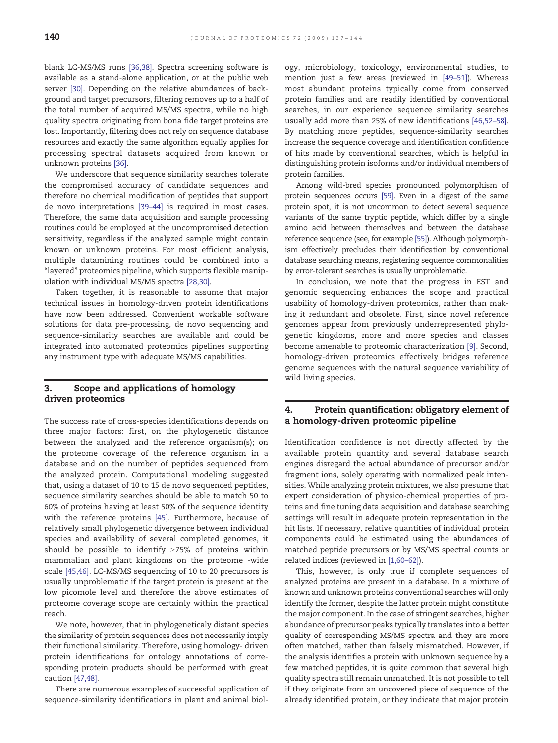blank LC-MS/MS runs [36,38]. Spectra screening software is available as a stand-alone application, or at the public web server [30]. Depending on the relative abundances of background and target precursors, filtering removes up to a half of the total number of acquired MS/MS spectra, while no high quality spectra originating from bona fide target proteins are lost. Importantly, filtering does not rely on sequence database resources and exactly the same algorithm equally applies for processing spectral datasets acquired from known or unknown proteins [36].

We underscore that sequence similarity searches tolerate the compromised accuracy of candidate sequences and therefore no chemical modification of peptides that support de novo interpretations [39–44] is required in most cases. Therefore, the same data acquisition and sample processing routines could be employed at the uncompromised detection sensitivity, regardless if the analyzed sample might contain known or unknown proteins. For most efficient analysis, multiple datamining routines could be combined into a "layered" proteomics pipeline, which supports flexible manipulation with individual MS/MS spectra [28,30].

Taken together, it is reasonable to assume that major technical issues in homology-driven protein identifications have now been addressed. Convenient workable software solutions for data pre-processing, de novo sequencing and sequence-similarity searches are available and could be integrated into automated proteomics pipelines supporting any instrument type with adequate MS/MS capabilities.

## 3. Scope and applications of homology driven proteomics

The success rate of cross-species identifications depends on three major factors: first, on the phylogenetic distance between the analyzed and the reference organism(s); on the proteome coverage of the reference organism in a database and on the number of peptides sequenced from the analyzed protein. Computational modeling suggested that, using a dataset of 10 to 15 de novo sequenced peptides, sequence similarity searches should be able to match 50 to 60% of proteins having at least 50% of the sequence identity with the reference proteins [45]. Furthermore, because of relatively small phylogenetic divergence between individual species and availability of several completed genomes, it should be possible to identify >75% of proteins within mammalian and plant kingdoms on the proteome -wide scale [45,46]. LC-MS/MS sequencing of 10 to 20 precursors is usually unproblematic if the target protein is present at the low picomole level and therefore the above estimates of proteome coverage scope are certainly within the practical reach.

We note, however, that in phylogeneticaly distant species the similarity of protein sequences does not necessarily imply their functional similarity. Therefore, using homology- driven protein identifications for ontology annotations of corresponding protein products should be performed with great caution [47,48].

There are numerous examples of successful application of sequence-similarity identifications in plant and animal biology, microbiology, toxicology, environmental studies, to mention just a few areas (reviewed in [49–51]). Whereas most abundant proteins typically come from conserved protein families and are readily identified by conventional searches, in our experience sequence similarity searches usually add more than 25% of new identifications [46,52–58]. By matching more peptides, sequence-similarity searches increase the sequence coverage and identification confidence of hits made by conventional searches, which is helpful in distinguishing protein isoforms and/or individual members of protein families.

Among wild-bred species pronounced polymorphism of protein sequences occurs [59]. Even in a digest of the same protein spot, it is not uncommon to detect several sequence variants of the same tryptic peptide, which differ by a single amino acid between themselves and between the database reference sequence (see, for example [55]). Although polymorphism effectively precludes their identification by conventional database searching means, registering sequence commonalities by error-tolerant searches is usually unproblematic.

In conclusion, we note that the progress in EST and genomic sequencing enhances the scope and practical usability of homology-driven proteomics, rather than making it redundant and obsolete. First, since novel reference genomes appear from previously underrepresented phylogenetic kingdoms, more and more species and classes become amenable to proteomic characterization [9]. Second, homology-driven proteomics effectively bridges reference genome sequences with the natural sequence variability of wild living species.

## 4. Protein quantification: obligatory element of a homology-driven proteomic pipeline

Identification confidence is not directly affected by the available protein quantity and several database search engines disregard the actual abundance of precursor and/or fragment ions, solely operating with normalized peak intensities. While analyzing protein mixtures, we also presume that expert consideration of physico-chemical properties of proteins and fine tuning data acquisition and database searching settings will result in adequate protein representation in the hit lists. If necessary, relative quantities of individual protein components could be estimated using the abundances of matched peptide precursors or by MS/MS spectral counts or related indices (reviewed in [1,60–62]).

This, however, is only true if complete sequences of analyzed proteins are present in a database. In a mixture of known and unknown proteins conventional searches will only identify the former, despite the latter protein might constitute the major component. In the case of stringent searches, higher abundance of precursor peaks typically translates into a better quality of corresponding MS/MS spectra and they are more often matched, rather than falsely mismatched. However, if the analysis identifies a protein with unknown sequence by a few matched peptides, it is quite common that several high quality spectra still remain unmatched. It is not possible to tell if they originate from an uncovered piece of sequence of the already identified protein, or they indicate that major protein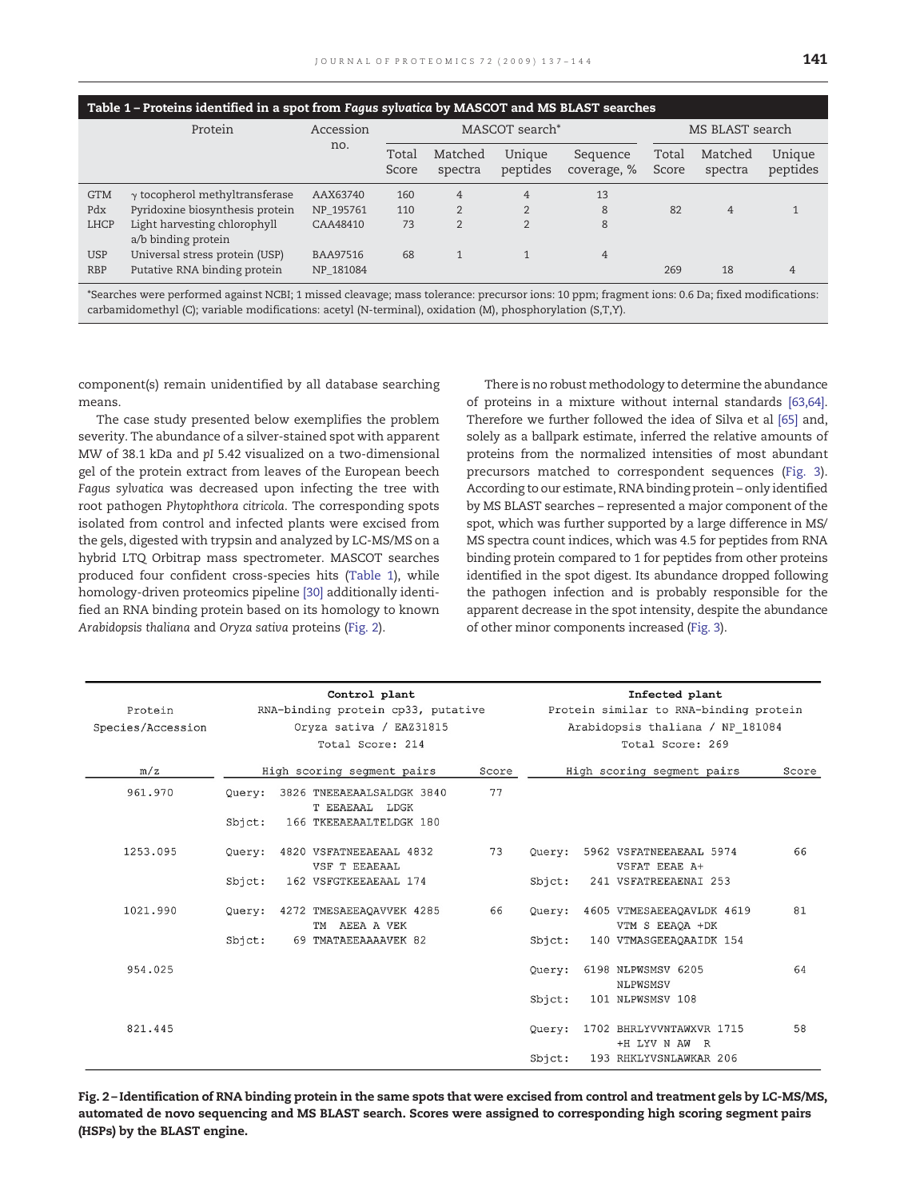**Table 1 – Proteins identified in a spot from *Fagus sylvatica* by MASCOT and MS BLAST searches**

| | Protein | Accession no. | MASCOT search* | | | | MS BLAST search | | |
|---|---|---|---|---|---|---|---|---|---|
| | | | Total Score | Matched spectra | Unique peptides | Sequence coverage, % | Total Score | Matched spectra | Unique peptides |
| GTM | γ tocopherol methyltransferase | AAX63740 | 160 | 4 | 4 | 13 | | | |
| Pdx | Pyridoxine biosynthesis protein | NP_195761 | 110 | 2 | 2 | 8 | 82 | 4 | 1 |
| LHCP | Light harvesting chlorophyll a/b binding protein | CAA48410 | 73 | 2 | 2 | 8 | | | |
| USP | Universal stress protein (USP) | BAA97516 | 68 | 1 | 1 | 4 | | | |
| RBP | Putative RNA binding protein | NP_181084 | | | | | 269 | 18 | 4 |

*Searches were performed against NCBI; 1 missed cleavage; mass tolerance: precursor ions: 10 ppm; fragment ions: 0.6 Da; fixed modifications: carbamidomethyl (C); variable modifications: acetyl (N-terminal), oxidation (M), phosphorylation (S,T,Y).

component(s) remain unidentified by all database searching means.

The case study presented below exemplifies the problem severity. The abundance of a silver-stained spot with apparent MW of 38.1 kDa and *pI* 5.42 visualized on a two-dimensional gel of the protein extract from leaves of the European beech *Fagus sylvatica* was decreased upon infecting the tree with root pathogen *Phytophthora citricola*. The corresponding spots isolated from control and infected plants were excised from the gels, digested with trypsin and analyzed by LC-MS/MS on a hybrid LTQ Orbitrap mass spectrometer. MASCOT searches produced four confident cross-species hits (Table 1), while homology-driven proteomics pipeline [30] additionally identified an RNA binding protein based on its homology to known *Arabidopsis thaliana* and *Oryza sativa* proteins (Fig. 2).

There is no robust methodology to determine the abundance of proteins in a mixture without internal standards [63,64]. Therefore we further followed the idea of Silva et al [65] and, solely as a ballpark estimate, inferred the relative amounts of proteins from the normalized intensities of most abundant precursors matched to correspondent sequences (Fig. 3). According to our estimate, RNA binding protein – only identified by MS BLAST searches – represented a major component of the spot, which was further supported by a large difference in MS/MS spectra count indices, which was 4.5 for peptides from RNA binding protein compared to 1 for peptides from other proteins identified in the spot digest. Its abundance dropped following the pathogen infection and is probably responsible for the apparent decrease in the spot intensity, despite the abundance of other minor components increased (Fig. 3).

```
                    Control plant                                   Infected plant
Protein             RNA-binding protein cp33, putative             Protein similar to RNA-binding protein
Species/Accession   Oryza sativa / EAZ31815                         Arabidopsis thaliana / NP_181084
                    Total Score: 214                                Total Score: 269

m/z        High scoring segment pairs             Score   High scoring segment pairs              Score

961.970    Query: 3826 TNEEAEAALSALDGK 3840      77
                       T EEAEAAL  LDGK
           Sbjct:  166 TKEEAEAALTELDGK 180

1253.095   Query: 4820 VSFATNEEAEAAL 4832        73      Query: 5962 VSFATNEEAEAAL 5974          66
                       VSF T EEAEAAL                                VSFAT EEAE A+
           Sbjct:  162 VSFGTKEEAEAAL 174                Sbjct:  241 VSFATREEAENAI 253

1021.990   Query: 4272 TMESAEEAQAVVEK 4285       66      Query: 4605 VTMESAEEAQAVLDK 4619        81
                       TM  AEEA A VEK                               VTM S EEAQA +DK
           Sbjct:   69 TMATAEEAAAAVEK 82                Sbjct:  140 VTMASGEEAQAAIDK 154

954.025                                                   Query: 6198 NLPWSMSV 6205               64
                                                                     NLPWSMSV
                                                          Sbjct:  101 NLPWSMSV 108

821.445                                                   Query: 1702 BHRLYVVNTAWXVR 1715         58
                                                                     +H LYV N AW  R
                                                          Sbjct:  193 RHKLYVSNLAWKAR 206
```

**Fig. 2 – Identification of RNA binding protein in the same spots that were excised from control and treatment gels by LC-MS/MS, automated de novo sequencing and MS BLAST search. Scores were assigned to corresponding high scoring segment pairs (HSPs) by the BLAST engine.**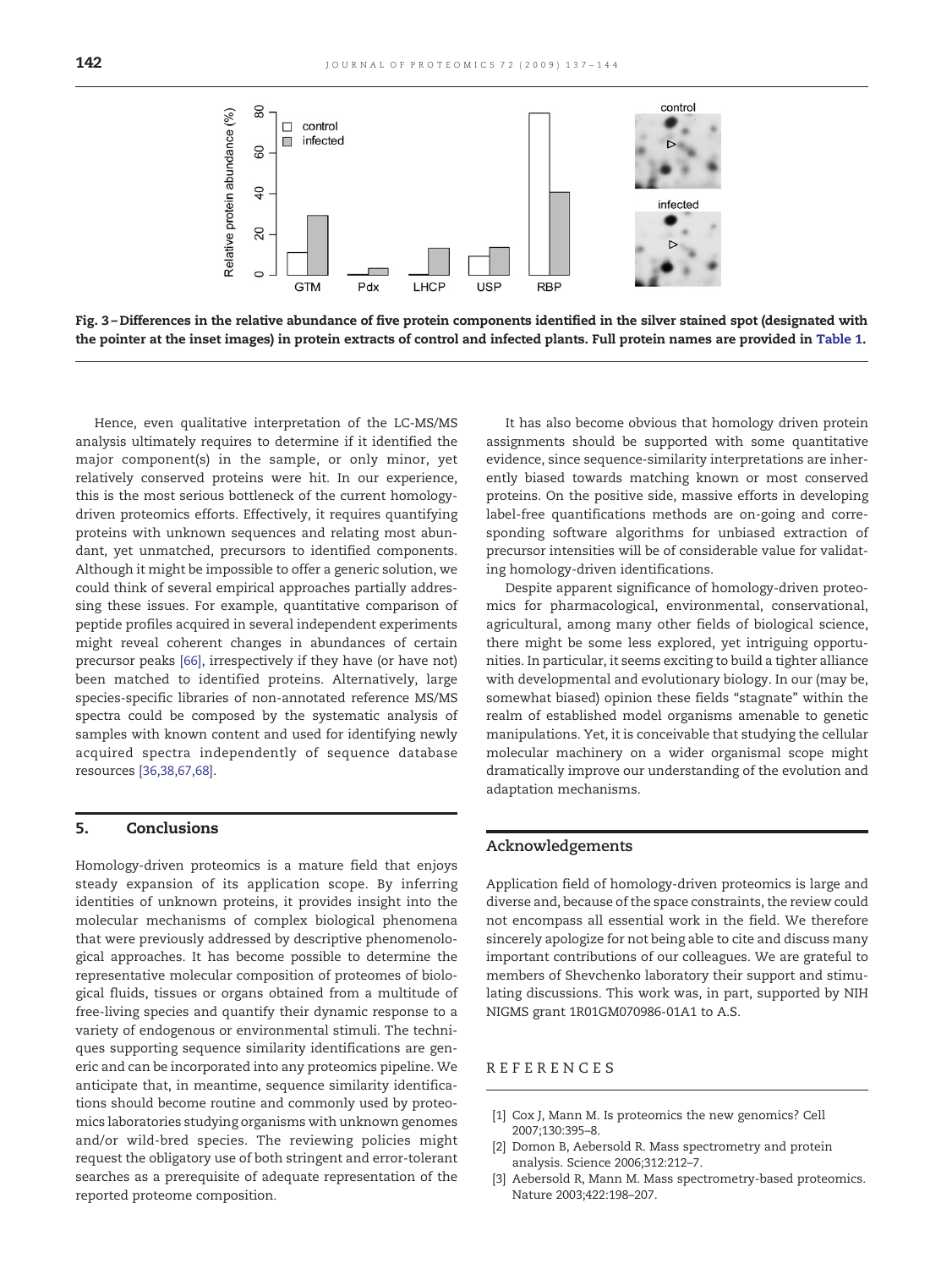Fig. 3 – Differences in the relative abundance of five protein components identified in the silver stained spot (designated with the pointer at the inset images) in protein extracts of control and infected plants. Full protein names are provided in Table 1.

Hence, even qualitative interpretation of the LC-MS/MS analysis ultimately requires to determine if it identified the major component(s) in the sample, or only minor, yet relatively conserved proteins were hit. In our experience, this is the most serious bottleneck of the current homology-driven proteomics efforts. Effectively, it requires quantifying proteins with unknown sequences and relating most abundant, yet unmatched, precursors to identified components. Although it might be impossible to offer a generic solution, we could think of several empirical approaches partially addressing these issues. For example, quantitative comparison of peptide profiles acquired in several independent experiments might reveal coherent changes in abundances of certain precursor peaks [66], irrespectively if they have (or have not) been matched to identified proteins. Alternatively, large species-specific libraries of non-annotated reference MS/MS spectra could be composed by the systematic analysis of samples with known content and used for identifying newly acquired spectra independently of sequence database resources [36,38,67,68].

## 5. Conclusions

Homology-driven proteomics is a mature field that enjoys steady expansion of its application scope. By inferring identities of unknown proteins, it provides insight into the molecular mechanisms of complex biological phenomena that were previously addressed by descriptive phenomenological approaches. It has become possible to determine the representative molecular composition of proteomes of biological fluids, tissues or organs obtained from a multitude of free-living species and quantify their dynamic response to a variety of endogenous or environmental stimuli. The techniques supporting sequence similarity identifications are generic and can be incorporated into any proteomics pipeline. We anticipate that, in meantime, sequence similarity identifications should become routine and commonly used by proteomics laboratories studying organisms with unknown genomes and/or wild-bred species. The reviewing policies might request the obligatory use of both stringent and error-tolerant searches as a prerequisite of adequate representation of the reported proteome composition.

It has also become obvious that homology driven protein assignments should be supported with some quantitative evidence, since sequence-similarity interpretations are inherently biased towards matching known or most conserved proteins. On the positive side, massive efforts in developing label-free quantifications methods are on-going and corresponding software algorithms for unbiased extraction of precursor intensities will be of considerable value for validating homology-driven identifications.

Despite apparent significance of homology-driven proteomics for pharmacological, environmental, conservational, agricultural, among many other fields of biological science, there might be some less explored, yet intriguing opportunities. In particular, it seems exciting to build a tighter alliance with developmental and evolutionary biology. In our (may be, somewhat biased) opinion these fields "stagnate" within the realm of established model organisms amenable to genetic manipulations. Yet, it is conceivable that studying the cellular molecular machinery on a wider organismal scope might dramatically improve our understanding of the evolution and adaptation mechanisms.

## Acknowledgements

Application field of homology-driven proteomics is large and diverse and, because of the space constraints, the review could not encompass all essential work in the field. We therefore sincerely apologize for not being able to cite and discuss many important contributions of our colleagues. We are grateful to members of Shevchenko laboratory their support and stimulating discussions. This work was, in part, supported by NIH NIGMS grant 1R01GM070986-01A1 to A.S.

## REFERENCES

[1] Cox J, Mann M. Is proteomics the new genomics? Cell 2007;130:395–8.

[2] Domon B, Aebersold R. Mass spectrometry and protein analysis. Science 2006;312:212–7.

[3] Aebersold R, Mann M. Mass spectrometry-based proteomics. Nature 2003;422:198–207.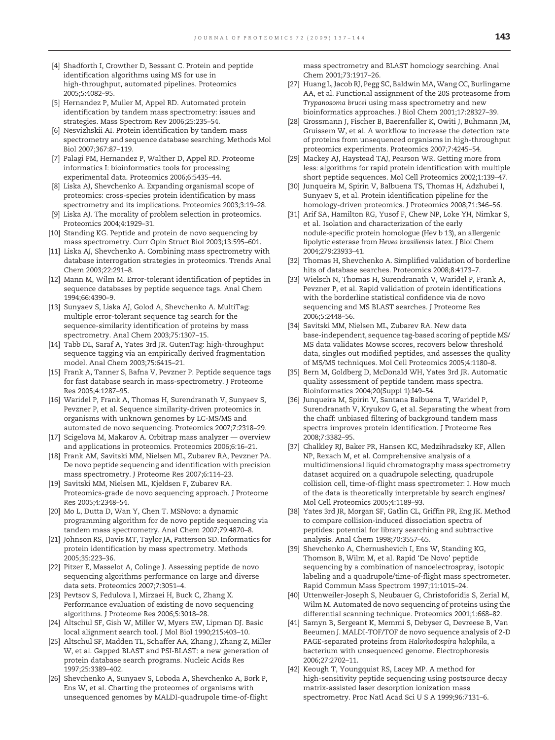[4] Shadforth I, Crowther D, Bessant C. Protein and peptide identification algorithms using MS for use in high-throughput, automated pipelines. Proteomics 2005;5:4082–95.

[5] Hernandez P, Muller M, Appel RD. Automated protein identification by tandem mass spectrometry: issues and strategies. Mass Spectrom Rev 2006;25:235–54.

[6] Nesvizhskii AI. Protein identification by tandem mass spectrometry and sequence database searching. Methods Mol Biol 2007;367:87–119.

[7] Palagi PM, Hernandez P, Walther D, Appel RD. Proteome informatics I: bioinformatics tools for processing experimental data. Proteomics 2006;6:5435–44.

[8] Liska AJ, Shevchenko A. Expanding organismal scope of proteomics: cross-species protein identification by mass spectrometry and its implications. Proteomics 2003;3:19–28.

[9] Liska AJ. The morality of problem selection in proteomics. Proteomics 2004;4:1929–31.

[10] Standing KG. Peptide and protein de novo sequencing by mass spectrometry. Curr Opin Struct Biol 2003;13:595–601.

[11] Liska AJ, Shevchenko A. Combining mass spectrometry with database interrogation strategies in proteomics. Trends Anal Chem 2003;22:291–8.

[12] Mann M, Wilm M. Error-tolerant identification of peptides in sequence databases by peptide sequence tags. Anal Chem 1994;66:4390–9.

[13] Sunyaev S, Liska AJ, Golod A, Shevchenko A. MultiTag: multiple error-tolerant sequence tag search for the sequence-similarity identification of proteins by mass spectrometry. Anal Chem 2003;75:1307–15.

[14] Tabb DL, Saraf A, Yates 3rd JR. GutenTag: high-throughput sequence tagging via an empirically derived fragmentation model. Anal Chem 2003;75:6415–21.

[15] Frank A, Tanner S, Bafna V, Pevzner P. Peptide sequence tags for fast database search in mass-spectrometry. J Proteome Res 2005;4:1287–95.

[16] Waridel P, Frank A, Thomas H, Surendranath V, Sunyaev S, Pevzner P, et al. Sequence similarity-driven proteomics in organisms with unknown genomes by LC-MS/MS and automated de novo sequencing. Proteomics 2007;7:2318–29.

[17] Scigelova M, Makarov A. Orbitrap mass analyzer — overview and applications in proteomics. Proteomics 2006;6:16–21.

[18] Frank AM, Savitski MM, Nielsen ML, Zubarev RA, Pevzner PA. De novo peptide sequencing and identification with precision mass spectrometry. J Proteome Res 2007;6:114–23.

[19] Savitski MM, Nielsen ML, Kjeldsen F, Zubarev RA. Proteomics-grade de novo sequencing approach. J Proteome Res 2005;4:2348–54.

[20] Mo L, Dutta D, Wan Y, Chen T. MSNovo: a dynamic programming algorithm for de novo peptide sequencing via tandem mass spectrometry. Anal Chem 2007;79:4870–8.

[21] Johnson RS, Davis MT, Taylor JA, Patterson SD. Informatics for protein identification by mass spectrometry. Methods 2005;35:223–36.

[22] Pitzer E, Masselot A, Colinge J. Assessing peptide de novo sequencing algorithms performance on large and diverse data sets. Proteomics 2007;7:3051–4.

[23] Pevtsov S, Fedulova I, Mirzaei H, Buck C, Zhang X. Performance evaluation of existing de novo sequencing algorithms. J Proteome Res 2006;5:3018–28.

[24] Altschul SF, Gish W, Miller W, Myers EW, Lipman DJ. Basic local alignment search tool. J Mol Biol 1990;215:403–10.

[25] Altschul SF, Madden TL, Schaffer AA, Zhang J, Zhang Z, Miller W, et al. Gapped BLAST and PSI-BLAST: a new generation of protein database search programs. Nucleic Acids Res 1997;25:3389–402.

[26] Shevchenko A, Sunyaev S, Loboda A, Shevchenko A, Bork P, Ens W, et al. Charting the proteomes of organisms with unsequenced genomes by MALDI-quadrupole time-of-flight mass spectrometry and BLAST homology searching. Anal Chem 2001;73:1917–26.

[27] Huang L, Jacob RJ, Pegg SC, Baldwin MA, Wang CC, Burlingame AA, et al. Functional assignment of the 20S proteasome from *Trypanosoma brucei* using mass spectrometry and new bioinformatics approaches. J Biol Chem 2001;17:28327–39.

[28] Grossmann J, Fischer B, Baerenfaller K, Owiti J, Buhmann JM, Gruissem W, et al. A workflow to increase the detection rate of proteins from unsequenced organisms in high-throughput proteomics experiments. Proteomics 2007;7:4245–54.

[29] Mackey AJ, Haystead TAJ, Pearson WR. Getting more from less: algorithms for rapid protein identification with multiple short peptide sequences. Mol Cell Proteomics 2002;1:139–47.

[30] Junqueira M, Spirin V, Balbuena TS, Thomas H, Adzhubei I, Sunyaev S, et al. Protein identification pipeline for the homology-driven proteomics. J Proteomics 2008;71:346–56.

[31] Arif SA, Hamilton RG, Yusof F, Chew NP, Loke YH, Nimkar S, et al. Isolation and characterization of the early nodule-specific protein homologue (Hev b 13), an allergenic lipolytic esterase from *Hevea brasiliensis* latex. J Biol Chem 2004;279:23933–41.

[32] Thomas H, Shevchenko A. Simplified validation of borderline hits of database searches. Proteomics 2008;8:4173–7.

[33] Wielsch N, Thomas H, Surendranath V, Waridel P, Frank A, Pevzner P, et al. Rapid validation of protein identifications with the borderline statistical confidence via de novo sequencing and MS BLAST searches. J Proteome Res 2006;5:2448–56.

[34] Savitski MM, Nielsen ML, Zubarev RA. New data base-independent, sequence tag-based scoring of peptide MS/MS data validates Mowse scores, recovers below threshold data, singles out modified peptides, and assesses the quality of MS/MS techniques. Mol Cell Proteomics 2005;4:1180–8.

[35] Bern M, Goldberg D, McDonald WH, Yates 3rd JR. Automatic quality assessment of peptide tandem mass spectra. Bioinformatics 2004;20(Suppl 1):I49–54.

[36] Junqueira M, Spirin V, Santana Balbuena T, Waridel P, Surendranath V, Kryukov G, et al. Separating the wheat from the chaff: unbiased filtering of background tandem mass spectra improves protein identification. J Proteome Res 2008;7:3382–95.

[37] Chalkley RJ, Baker PR, Hansen KC, Medzihradszky KF, Allen NP, Rexach M, et al. Comprehensive analysis of a multidimensional liquid chromatography mass spectrometry dataset acquired on a quadrupole selecting, quadrupole collision cell, time-of-flight mass spectrometer: I. How much of the data is theoretically interpretable by search engines? Mol Cell Proteomics 2005;4:1189–93.

[38] Yates 3rd JR, Morgan SF, Gatlin CL, Griffin PR, Eng JK. Method to compare collision-induced dissociation spectra of peptides: potential for library searching and subtractive analysis. Anal Chem 1998;70:3557–65.

[39] Shevchenko A, Chernushevich I, Ens W, Standing KG, Thomson B, Wilm M, et al. Rapid 'De Novo' peptide sequencing by a combination of nanoelectrospray, isotopic labeling and a quadrupole/time-of-flight mass spectrometer. Rapid Commun Mass Spectrom 1997;11:1015–24.

[40] Uttenweiler-Joseph S, Neubauer G, Christoforidis S, Zerial M, Wilm M. Automated de novo sequencing of proteins using the differential scanning technique. Proteomics 2001;1:668–82.

[41] Samyn B, Sergeant K, Memmi S, Debyser G, Devreese B, Van Beeumen J. MALDI-TOF/TOF de novo sequence analysis of 2-D PAGE-separated proteins from *Halorhodospira halophila*, a bacterium with unsequenced genome. Electrophoresis 2006;27:2702–11.

[42] Keough T, Youngquist RS, Lacey MP. A method for high-sensitivity peptide sequencing using postsource decay matrix-assisted laser desorption ionization mass spectrometry. Proc Natl Acad Sci U S A 1999;96:7131–6.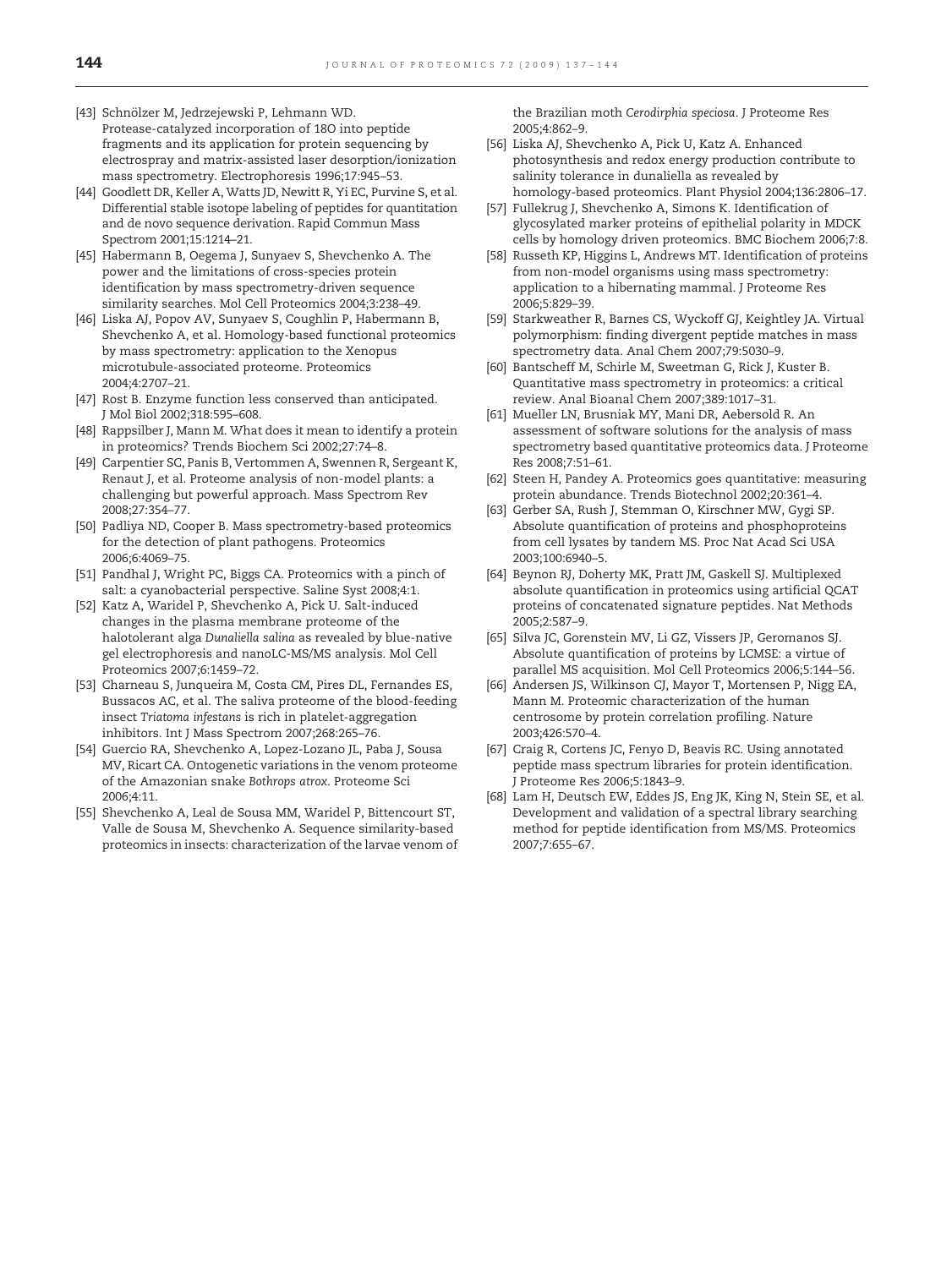[43] Schnölzer M, Jedrzejewski P, Lehmann WD. Protease-catalyzed incorporation of 18O into peptide fragments and its application for protein sequencing by electrospray and matrix-assisted laser desorption/ionization mass spectrometry. Electrophoresis 1996;17:945–53.

[44] Goodlett DR, Keller A, Watts JD, Newitt R, Yi EC, Purvine S, et al. Differential stable isotope labeling of peptides for quantitation and de novo sequence derivation. Rapid Commun Mass Spectrom 2001;15:1214–21.

[45] Habermann B, Oegema J, Sunyaev S, Shevchenko A. The power and the limitations of cross-species protein identification by mass spectrometry-driven sequence similarity searches. Mol Cell Proteomics 2004;3:238–49.

[46] Liska AJ, Popov AV, Sunyaev S, Coughlin P, Habermann B, Shevchenko A, et al. Homology-based functional proteomics by mass spectrometry: application to the Xenopus microtubule-associated proteome. Proteomics 2004;4:2707–21.

[47] Rost B. Enzyme function less conserved than anticipated. J Mol Biol 2002;318:595–608.

[48] Rappsilber J, Mann M. What does it mean to identify a protein in proteomics? Trends Biochem Sci 2002;27:74–8.

[49] Carpentier SC, Panis B, Vertommen A, Swennen R, Sergeant K, Renaut J, et al. Proteome analysis of non-model plants: a challenging but powerful approach. Mass Spectrom Rev 2008;27:354–77.

[50] Padliya ND, Cooper B. Mass spectrometry-based proteomics for the detection of plant pathogens. Proteomics 2006;6:4069–75.

[51] Pandhal J, Wright PC, Biggs CA. Proteomics with a pinch of salt: a cyanobacterial perspective. Saline Syst 2008;4:1.

[52] Katz A, Waridel P, Shevchenko A, Pick U. Salt-induced changes in the plasma membrane proteome of the halotolerant alga *Dunaliella salina* as revealed by blue-native gel electrophoresis and nanoLC-MS/MS analysis. Mol Cell Proteomics 2007;6:1459–72.

[53] Charneau S, Junqueira M, Costa CM, Pires DL, Fernandes ES, Bussacos AC, et al. The saliva proteome of the blood-feeding insect *Triatoma infestans* is rich in platelet-aggregation inhibitors. Int J Mass Spectrom 2007;268:265–76.

[54] Guercio RA, Shevchenko A, Lopez-Lozano JL, Paba J, Sousa MV, Ricart CA. Ontogenetic variations in the venom proteome of the Amazonian snake *Bothrops atrox*. Proteome Sci 2006;4:11.

[55] Shevchenko A, Leal de Sousa MM, Waridel P, Bittencourt ST, Valle de Sousa M, Shevchenko A. Sequence similarity-based proteomics in insects: characterization of the larvae venom of the Brazilian moth *Cerodirphia speciosa*. J Proteome Res 2005;4:862–9.

[56] Liska AJ, Shevchenko A, Pick U, Katz A. Enhanced photosynthesis and redox energy production contribute to salinity tolerance in dunaliella as revealed by homology-based proteomics. Plant Physiol 2004;136:2806–17.

[57] Fullekrug J, Shevchenko A, Simons K. Identification of glycosylated marker proteins of epithelial polarity in MDCK cells by homology driven proteomics. BMC Biochem 2006;7:8.

[58] Russeth KP, Higgins L, Andrews MT. Identification of proteins from non-model organisms using mass spectrometry: application to a hibernating mammal. J Proteome Res 2006;5:829–39.

[59] Starkweather R, Barnes CS, Wyckoff GJ, Keightley JA. Virtual polymorphism: finding divergent peptide matches in mass spectrometry data. Anal Chem 2007;79:5030–9.

[60] Bantscheff M, Schirle M, Sweetman G, Rick J, Kuster B. Quantitative mass spectrometry in proteomics: a critical review. Anal Bioanal Chem 2007;389:1017–31.

[61] Mueller LN, Brusniak MY, Mani DR, Aebersold R. An assessment of software solutions for the analysis of mass spectrometry based quantitative proteomics data. J Proteome Res 2008;7:51–61.

[62] Steen H, Pandey A. Proteomics goes quantitative: measuring protein abundance. Trends Biotechnol 2002;20:361–4.

[63] Gerber SA, Rush J, Stemman O, Kirschner MW, Gygi SP. Absolute quantification of proteins and phosphoproteins from cell lysates by tandem MS. Proc Nat Acad Sci USA 2003;100:6940–5.

[64] Beynon RJ, Doherty MK, Pratt JM, Gaskell SJ. Multiplexed absolute quantification in proteomics using artificial QCAT proteins of concatenated signature peptides. Nat Methods 2005;2:587–9.

[65] Silva JC, Gorenstein MV, Li GZ, Vissers JP, Geromanos SJ. Absolute quantification of proteins by LCMSE: a virtue of parallel MS acquisition. Mol Cell Proteomics 2006;5:144–56.

[66] Andersen JS, Wilkinson CJ, Mayor T, Mortensen P, Nigg EA, Mann M. Proteomic characterization of the human centrosome by protein correlation profiling. Nature 2003;426:570–4.

[67] Craig R, Cortens JC, Fenyo D, Beavis RC. Using annotated peptide mass spectrum libraries for protein identification. J Proteome Res 2006;5:1843–9.

[68] Lam H, Deutsch EW, Eddes JS, Eng JK, King N, Stein SE, et al. Development and validation of a spectral library searching method for peptide identification from MS/MS. Proteomics 2007;7:655–67.